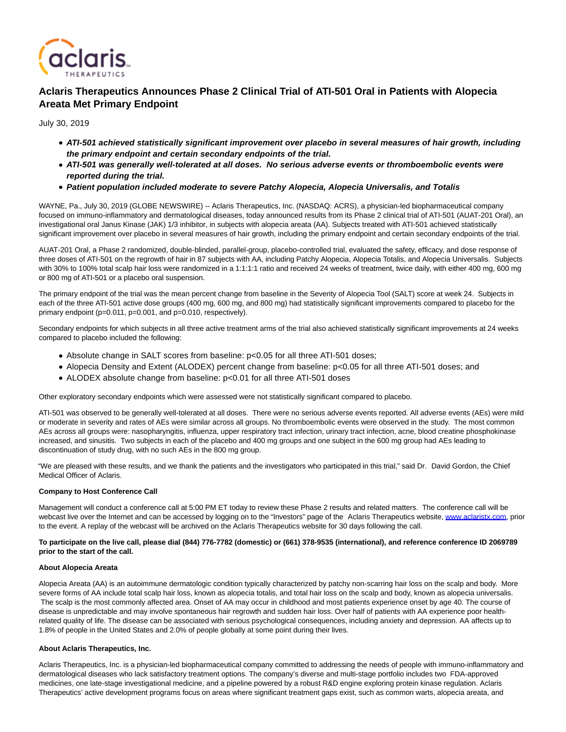# Aclaris Therapeutics Announces Phase 2 Clinical Trial of ATI-501 Oral in Patients with Alopecia Areata Met Primary Endpoint

July 30, 2019

- ***ATI-501 achieved statistically significant improvement over placebo in several measures of hair growth, including the primary endpoint and certain secondary endpoints of the trial.***
- ***ATI-501 was generally well-tolerated at all doses. No serious adverse events or thromboembolic events were reported during the trial.***
- ***Patient population included moderate to severe Patchy Alopecia, Alopecia Universalis, and Totalis***

WAYNE, Pa., July 30, 2019 (GLOBE NEWSWIRE) -- Aclaris Therapeutics, Inc. (NASDAQ: ACRS), a physician-led biopharmaceutical company focused on immuno-inflammatory and dermatological diseases, today announced results from its Phase 2 clinical trial of ATI-501 (AUAT-201 Oral), an investigational oral Janus Kinase (JAK) 1/3 inhibitor, in subjects with alopecia areata (AA). Subjects treated with ATI-501 achieved statistically significant improvement over placebo in several measures of hair growth, including the primary endpoint and certain secondary endpoints of the trial.

AUAT-201 Oral, a Phase 2 randomized, double-blinded, parallel-group, placebo-controlled trial, evaluated the safety, efficacy, and dose response of three doses of ATI-501 on the regrowth of hair in 87 subjects with AA, including Patchy Alopecia, Alopecia Totalis, and Alopecia Universalis. Subjects with 30% to 100% total scalp hair loss were randomized in a 1:1:1:1 ratio and received 24 weeks of treatment, twice daily, with either 400 mg, 600 mg or 800 mg of ATI-501 or a placebo oral suspension.

The primary endpoint of the trial was the mean percent change from baseline in the Severity of Alopecia Tool (SALT) score at week 24. Subjects in each of the three ATI-501 active dose groups (400 mg, 600 mg, and 800 mg) had statistically significant improvements compared to placebo for the primary endpoint ($p=0.011$, $p=0.001$, and $p=0.010$, respectively).

Secondary endpoints for which subjects in all three active treatment arms of the trial also achieved statistically significant improvements at 24 weeks compared to placebo included the following:

- Absolute change in SALT scores from baseline: $p<0.05$ for all three ATI-501 doses;
- Alopecia Density and Extent (ALODEX) percent change from baseline: $p<0.05$ for all three ATI-501 doses; and
- ALODEX absolute change from baseline: $p<0.01$ for all three ATI-501 doses

Other exploratory secondary endpoints which were assessed were not statistically significant compared to placebo.

ATI-501 was observed to be generally well-tolerated at all doses. There were no serious adverse events reported. All adverse events (AEs) were mild or moderate in severity and rates of AEs were similar across all groups. No thromboembolic events were observed in the study. The most common AEs across all groups were: nasopharyngitis, influenza, upper respiratory tract infection, urinary tract infection, acne, blood creatine phosphokinase increased, and sinusitis. Two subjects in each of the placebo and 400 mg groups and one subject in the 600 mg group had AEs leading to discontinuation of study drug, with no such AEs in the 800 mg group.

"We are pleased with these results, and we thank the patients and the investigators who participated in this trial," said Dr. David Gordon, the Chief Medical Officer of Aclaris.

**Company to Host Conference Call**

Management will conduct a conference call at 5:00 PM ET today to review these Phase 2 results and related matters. The conference call will be webcast live over the Internet and can be accessed by logging on to the "Investors" page of the Aclaris Therapeutics website, www.aclaristx.com, prior to the event. A replay of the webcast will be archived on the Aclaris Therapeutics website for 30 days following the call.

**To participate on the live call, please dial (844) 776-7782 (domestic) or (661) 378-9535 (international), and reference conference ID 2069789 prior to the start of the call.**

**About Alopecia Areata**

Alopecia Areata (AA) is an autoimmune dermatologic condition typically characterized by patchy non-scarring hair loss on the scalp and body. More severe forms of AA include total scalp hair loss, known as alopecia totalis, and total hair loss on the scalp and body, known as alopecia universalis. The scalp is the most commonly affected area. Onset of AA may occur in childhood and most patients experience onset by age 40. The course of disease is unpredictable and may involve spontaneous hair regrowth and sudden hair loss. Over half of patients with AA experience poor health-related quality of life. The disease can be associated with serious psychological consequences, including anxiety and depression. AA affects up to 1.8% of people in the United States and 2.0% of people globally at some point during their lives.

**About Aclaris Therapeutics, Inc.**

Aclaris Therapeutics, Inc. is a physician-led biopharmaceutical company committed to addressing the needs of people with immuno-inflammatory and dermatological diseases who lack satisfactory treatment options. The company's diverse and multi-stage portfolio includes two FDA-approved medicines, one late-stage investigational medicine, and a pipeline powered by a robust R&D engine exploring protein kinase regulation. Aclaris Therapeutics' active development programs focus on areas where significant treatment gaps exist, such as common warts, alopecia areata, and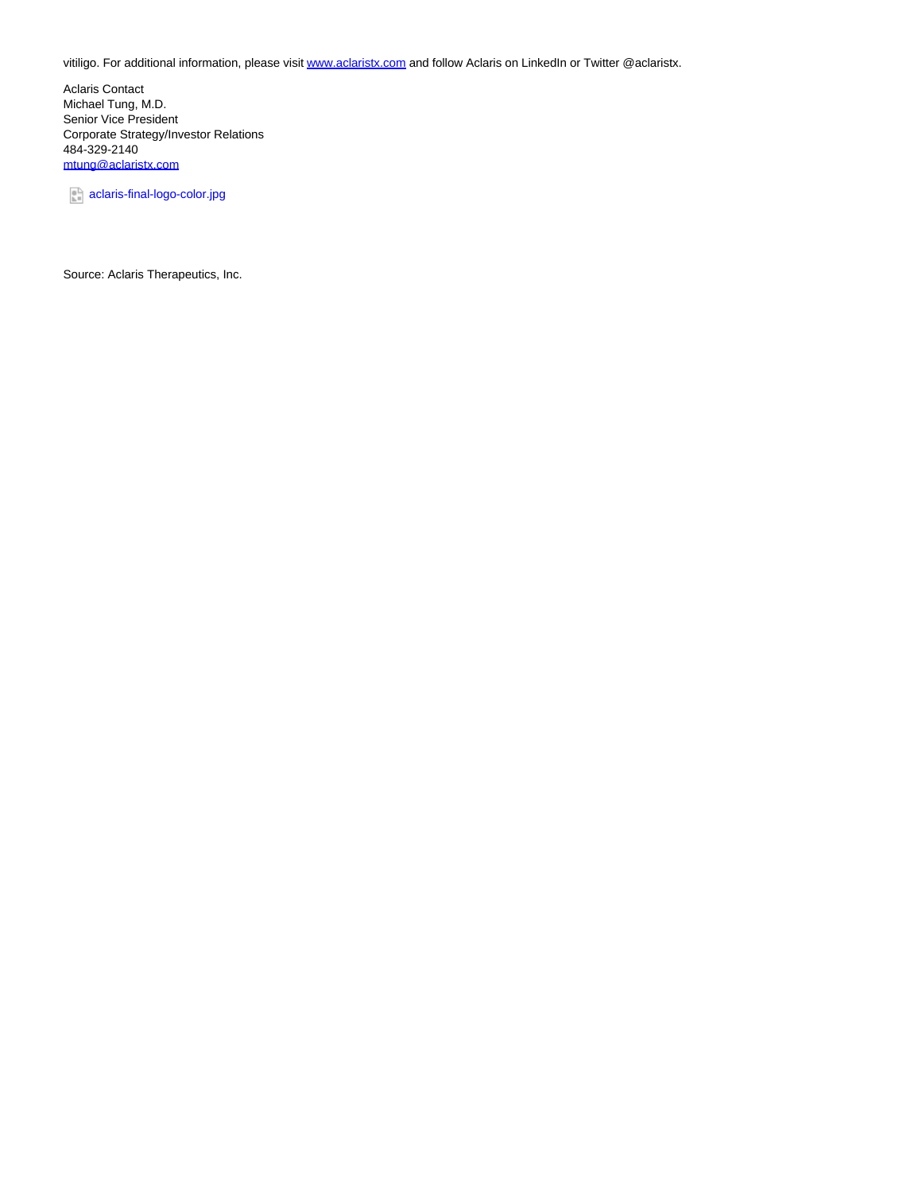vitiligo. For additional information, please visit www.aclaristx.com and follow Aclaris on LinkedIn or Twitter @aclaristx.

Aclaris Contact
Michael Tung, M.D.
Senior Vice President
Corporate Strategy/Investor Relations
484-329-2140
mtung@aclaristx.com

aclaris-final-logo-color.jpg

Source: Aclaris Therapeutics, Inc.